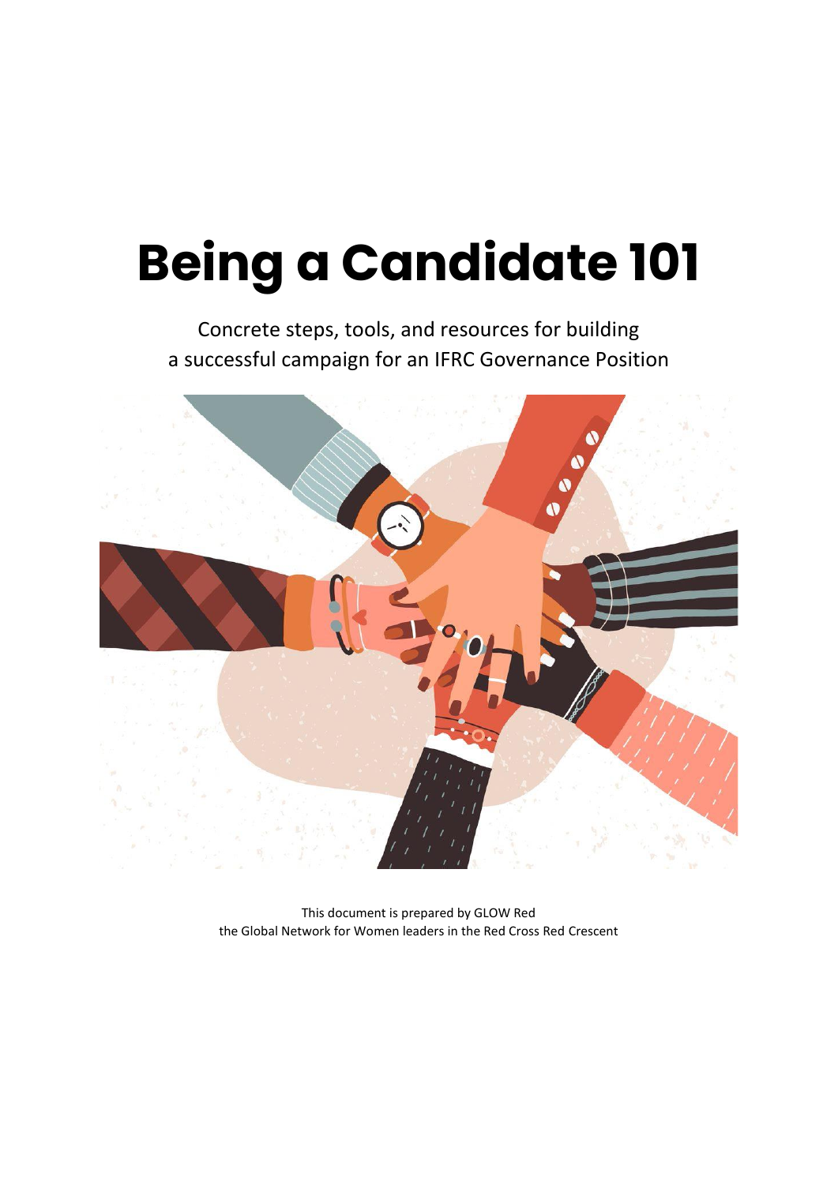# Being a Candidate 101

Concrete steps, tools, and resources for building a successful campaign for an IFRC Governance Position

This document is prepared by GLOW Red the Global Network for Women leaders in the Red Cross Red Crescent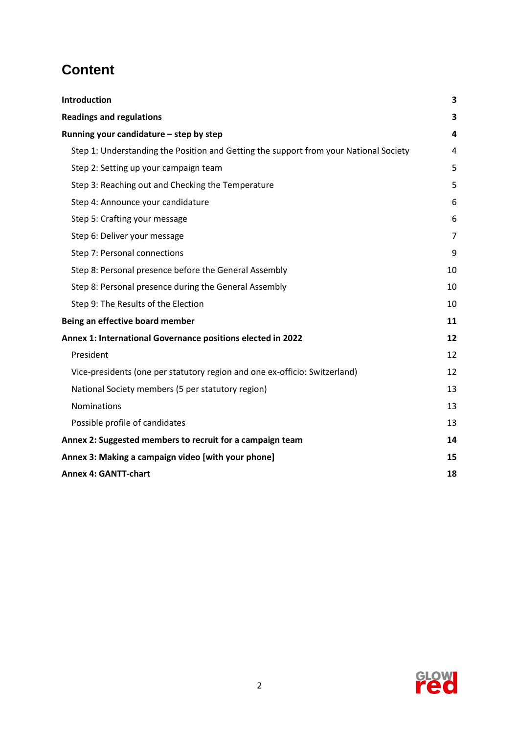# Content

| | |
|---|---|
| **Introduction** | **3** |
| **Readings and regulations** | **3** |
| **Running your candidature – step by step** | **4** |
| Step 1: Understanding the Position and Getting the support from your National Society | 4 |
| Step 2: Setting up your campaign team | 5 |
| Step 3: Reaching out and Checking the Temperature | 5 |
| Step 4: Announce your candidature | 6 |
| Step 5: Crafting your message | 6 |
| Step 6: Deliver your message | 7 |
| Step 7: Personal connections | 9 |
| Step 8: Personal presence before the General Assembly | 10 |
| Step 8: Personal presence during the General Assembly | 10 |
| Step 9: The Results of the Election | 10 |
| **Being an effective board member** | **11** |
| **Annex 1: International Governance positions elected in 2022** | **12** |
| President | 12 |
| Vice-presidents (one per statutory region and one ex-officio: Switzerland) | 12 |
| National Society members (5 per statutory region) | 13 |
| Nominations | 13 |
| Possible profile of candidates | 13 |
| **Annex 2: Suggested members to recruit for a campaign team** | **14** |
| **Annex 3: Making a campaign video [with your phone]** | **15** |
| **Annex 4: GANTT-chart** | **18** |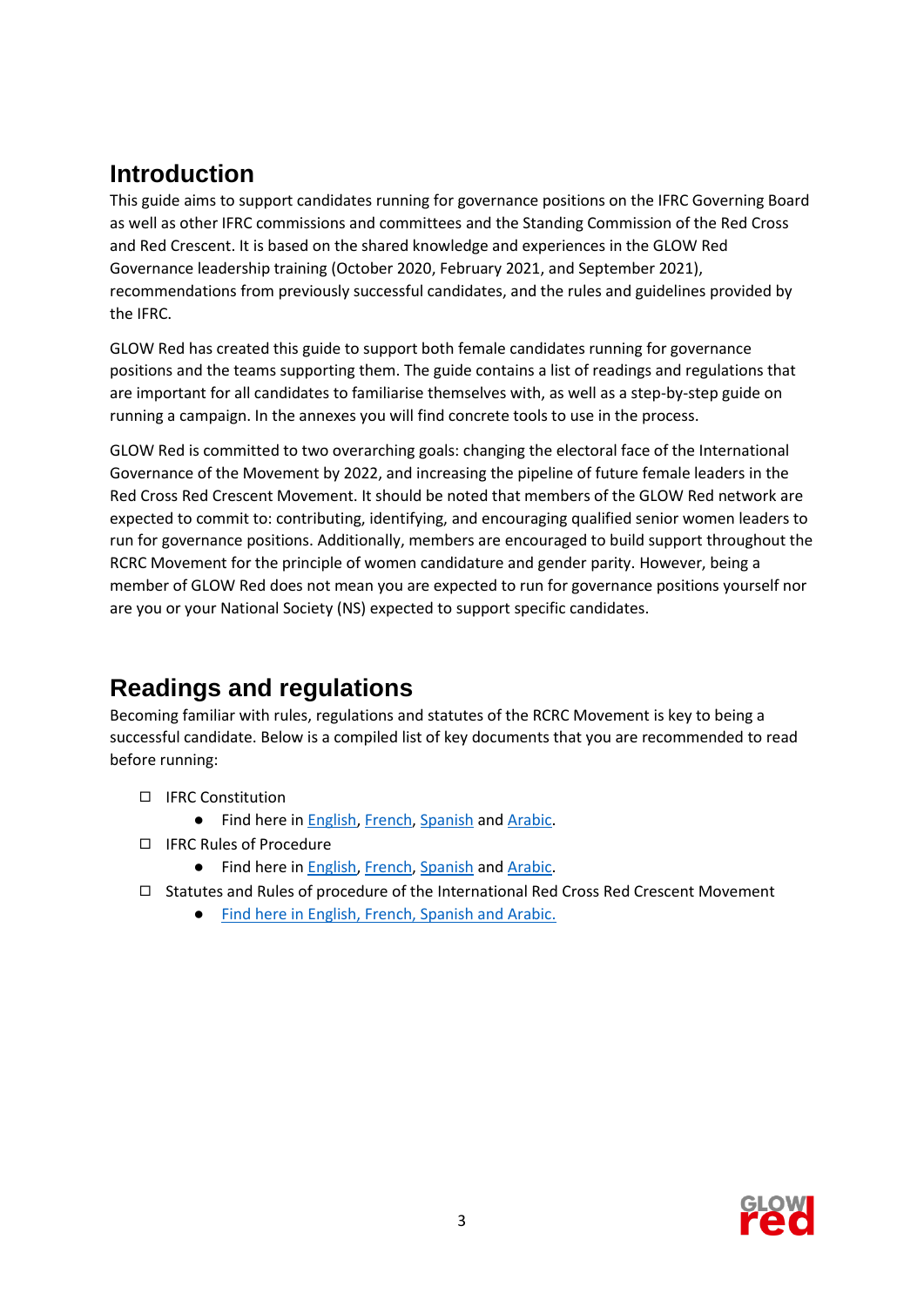## Introduction

This guide aims to support candidates running for governance positions on the IFRC Governing Board as well as other IFRC commissions and committees and the Standing Commission of the Red Cross and Red Crescent. It is based on the shared knowledge and experiences in the GLOW Red Governance leadership training (October 2020, February 2021, and September 2021), recommendations from previously successful candidates, and the rules and guidelines provided by the IFRC.

GLOW Red has created this guide to support both female candidates running for governance positions and the teams supporting them. The guide contains a list of readings and regulations that are important for all candidates to familiarise themselves with, as well as a step-by-step guide on running a campaign. In the annexes you will find concrete tools to use in the process.

GLOW Red is committed to two overarching goals: changing the electoral face of the International Governance of the Movement by 2022, and increasing the pipeline of future female leaders in the Red Cross Red Crescent Movement. It should be noted that members of the GLOW Red network are expected to commit to: contributing, identifying, and encouraging qualified senior women leaders to run for governance positions. Additionally, members are encouraged to build support throughout the RCRC Movement for the principle of women candidature and gender parity. However, being a member of GLOW Red does not mean you are expected to run for governance positions yourself nor are you or your National Society (NS) expected to support specific candidates.

## Readings and regulations

Becoming familiar with rules, regulations and statutes of the RCRC Movement is key to being a successful candidate. Below is a compiled list of key documents that you are recommended to read before running:

- ☐ IFRC Constitution
  - Find here in English, French, Spanish and Arabic.
- ☐ IFRC Rules of Procedure
  - Find here in English, French, Spanish and Arabic.
- ☐ Statutes and Rules of procedure of the International Red Cross Red Crescent Movement
  - Find here in English, French, Spanish and Arabic.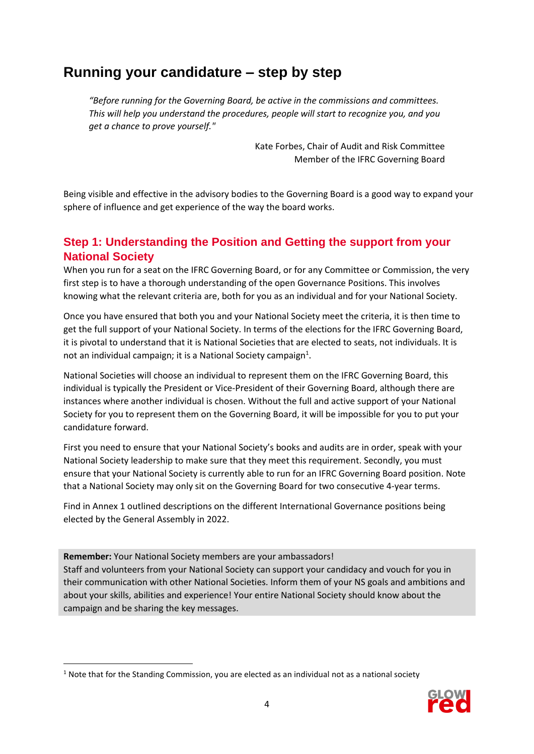## Running your candidature – step by step

> *"Before running for the Governing Board, be active in the commissions and committees. This will help you understand the procedures, people will start to recognize you, and you get a chance to prove yourself."*
>
> Kate Forbes, Chair of Audit and Risk Committee
> Member of the IFRC Governing Board

Being visible and effective in the advisory bodies to the Governing Board is a good way to expand your sphere of influence and get experience of the way the board works.

### Step 1: Understanding the Position and Getting the support from your National Society

When you run for a seat on the IFRC Governing Board, or for any Committee or Commission, the very first step is to have a thorough understanding of the open Governance Positions. This involves knowing what the relevant criteria are, both for you as an individual and for your National Society.

Once you have ensured that both you and your National Society meet the criteria, it is then time to get the full support of your National Society. In terms of the elections for the IFRC Governing Board, it is pivotal to understand that it is National Societies that are elected to seats, not individuals. It is not an individual campaign; it is a National Society campaign[1].

National Societies will choose an individual to represent them on the IFRC Governing Board, this individual is typically the President or Vice-President of their Governing Board, although there are instances where another individual is chosen. Without the full and active support of your National Society for you to represent them on the Governing Board, it will be impossible for you to put your candidature forward.

First you need to ensure that your National Society's books and audits are in order, speak with your National Society leadership to make sure that they meet this requirement. Secondly, you must ensure that your National Society is currently able to run for an IFRC Governing Board position. Note that a National Society may only sit on the Governing Board for two consecutive 4-year terms.

Find in Annex 1 outlined descriptions on the different International Governance positions being elected by the General Assembly in 2022.

> **Remember:** Your National Society members are your ambassadors!
> Staff and volunteers from your National Society can support your candidacy and vouch for you in their communication with other National Societies. Inform them of your NS goals and ambitions and about your skills, abilities and experience! Your entire National Society should know about the campaign and be sharing the key messages.

[1] Note that for the Standing Commission, you are elected as an individual not as a national society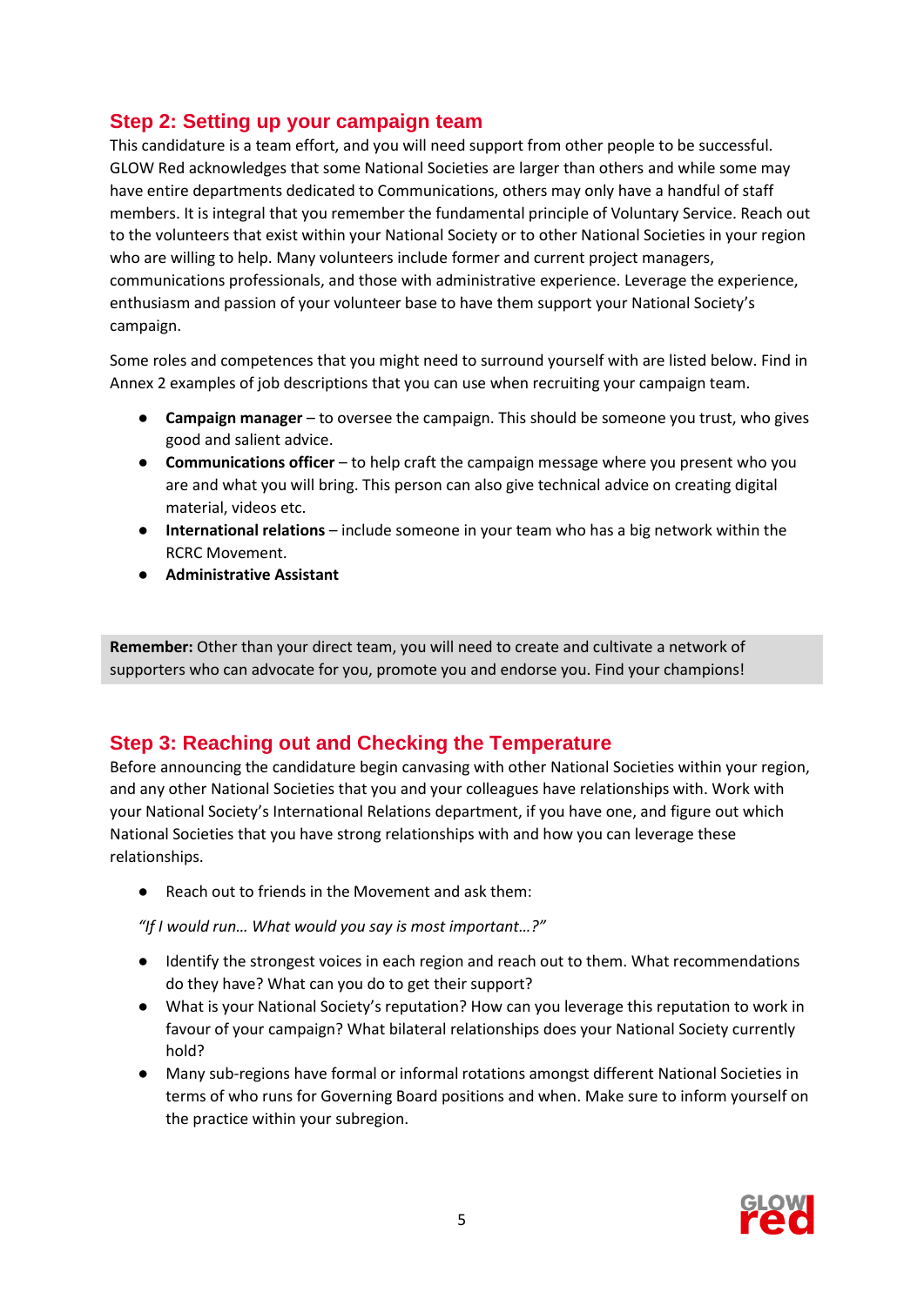## Step 2: Setting up your campaign team

This candidature is a team effort, and you will need support from other people to be successful. GLOW Red acknowledges that some National Societies are larger than others and while some may have entire departments dedicated to Communications, others may only have a handful of staff members. It is integral that you remember the fundamental principle of Voluntary Service. Reach out to the volunteers that exist within your National Society or to other National Societies in your region who are willing to help. Many volunteers include former and current project managers, communications professionals, and those with administrative experience. Leverage the experience, enthusiasm and passion of your volunteer base to have them support your National Society's campaign.

Some roles and competences that you might need to surround yourself with are listed below. Find in Annex 2 examples of job descriptions that you can use when recruiting your campaign team.

- **Campaign manager** – to oversee the campaign. This should be someone you trust, who gives good and salient advice.
- **Communications officer** – to help craft the campaign message where you present who you are and what you will bring. This person can also give technical advice on creating digital material, videos etc.
- **International relations** – include someone in your team who has a big network within the RCRC Movement.
- **Administrative Assistant**

**Remember:** Other than your direct team, you will need to create and cultivate a network of supporters who can advocate for you, promote you and endorse you. Find your champions!

## Step 3: Reaching out and Checking the Temperature

Before announcing the candidature begin canvasing with other National Societies within your region, and any other National Societies that you and your colleagues have relationships with. Work with your National Society's International Relations department, if you have one, and figure out which National Societies that you have strong relationships with and how you can leverage these relationships.

- Reach out to friends in the Movement and ask them:

*"If I would run… What would you say is most important…?"*

- Identify the strongest voices in each region and reach out to them. What recommendations do they have? What can you do to get their support?
- What is your National Society's reputation? How can you leverage this reputation to work in favour of your campaign? What bilateral relationships does your National Society currently hold?
- Many sub-regions have formal or informal rotations amongst different National Societies in terms of who runs for Governing Board positions and when. Make sure to inform yourself on the practice within your subregion.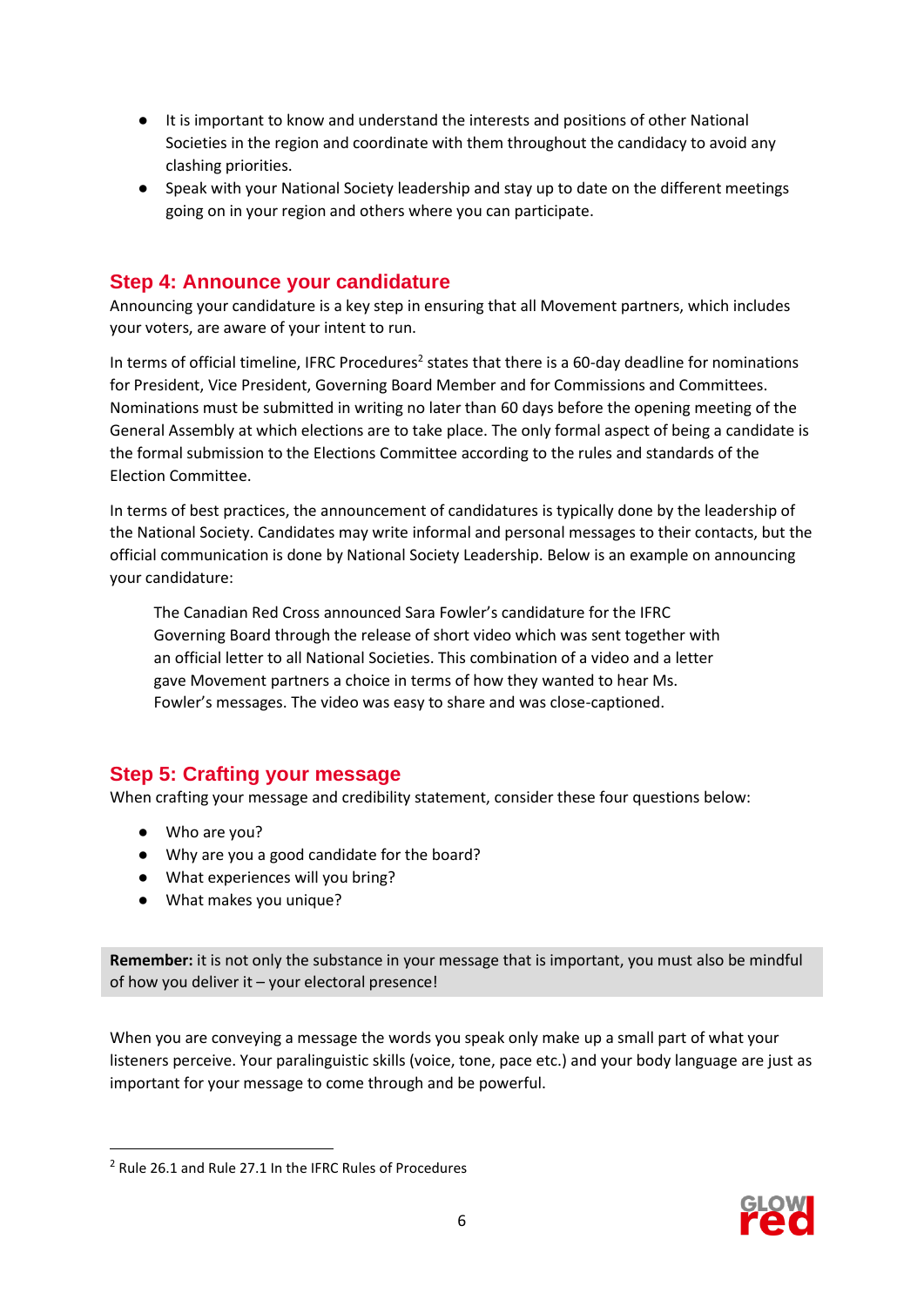- It is important to know and understand the interests and positions of other National Societies in the region and coordinate with them throughout the candidacy to avoid any clashing priorities.
- Speak with your National Society leadership and stay up to date on the different meetings going on in your region and others where you can participate.

## Step 4: Announce your candidature

Announcing your candidature is a key step in ensuring that all Movement partners, which includes your voters, are aware of your intent to run.

In terms of official timeline, IFRC Procedures[2] states that there is a 60-day deadline for nominations for President, Vice President, Governing Board Member and for Commissions and Committees. Nominations must be submitted in writing no later than 60 days before the opening meeting of the General Assembly at which elections are to take place. The only formal aspect of being a candidate is the formal submission to the Elections Committee according to the rules and standards of the Election Committee.

In terms of best practices, the announcement of candidatures is typically done by the leadership of the National Society. Candidates may write informal and personal messages to their contacts, but the official communication is done by National Society Leadership. Below is an example on announcing your candidature:

> The Canadian Red Cross announced Sara Fowler's candidature for the IFRC Governing Board through the release of short video which was sent together with an official letter to all National Societies. This combination of a video and a letter gave Movement partners a choice in terms of how they wanted to hear Ms. Fowler's messages. The video was easy to share and was close-captioned.

## Step 5: Crafting your message

When crafting your message and credibility statement, consider these four questions below:

- Who are you?
- Why are you a good candidate for the board?
- What experiences will you bring?
- What makes you unique?

**Remember:** it is not only the substance in your message that is important, you must also be mindful of how you deliver it – your electoral presence!

When you are conveying a message the words you speak only make up a small part of what your listeners perceive. Your paralinguistic skills (voice, tone, pace etc.) and your body language are just as important for your message to come through and be powerful.

[2] Rule 26.1 and Rule 27.1 In the IFRC Rules of Procedures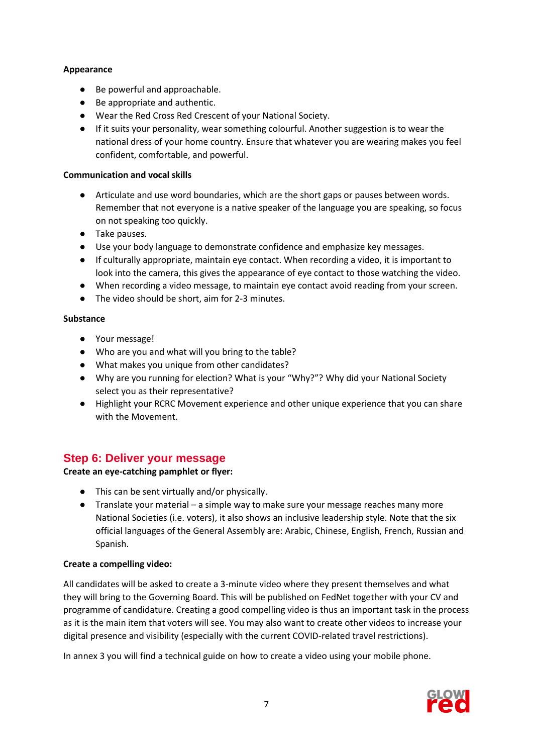**Appearance**

- Be powerful and approachable.
- Be appropriate and authentic.
- Wear the Red Cross Red Crescent of your National Society.
- If it suits your personality, wear something colourful. Another suggestion is to wear the national dress of your home country. Ensure that whatever you are wearing makes you feel confident, comfortable, and powerful.

**Communication and vocal skills**

- Articulate and use word boundaries, which are the short gaps or pauses between words. Remember that not everyone is a native speaker of the language you are speaking, so focus on not speaking too quickly.
- Take pauses.
- Use your body language to demonstrate confidence and emphasize key messages.
- If culturally appropriate, maintain eye contact. When recording a video, it is important to look into the camera, this gives the appearance of eye contact to those watching the video.
- When recording a video message, to maintain eye contact avoid reading from your screen.
- The video should be short, aim for 2-3 minutes.

**Substance**

- Your message!
- Who are you and what will you bring to the table?
- What makes you unique from other candidates?
- Why are you running for election? What is your "Why?"? Why did your National Society select you as their representative?
- Highlight your RCRC Movement experience and other unique experience that you can share with the Movement.

## Step 6: Deliver your message

**Create an eye-catching pamphlet or flyer:**

- This can be sent virtually and/or physically.
- Translate your material – a simple way to make sure your message reaches many more National Societies (i.e. voters), it also shows an inclusive leadership style. Note that the six official languages of the General Assembly are: Arabic, Chinese, English, French, Russian and Spanish.

**Create a compelling video:**

All candidates will be asked to create a 3-minute video where they present themselves and what they will bring to the Governing Board. This will be published on FedNet together with your CV and programme of candidature. Creating a good compelling video is thus an important task in the process as it is the main item that voters will see. You may also want to create other videos to increase your digital presence and visibility (especially with the current COVID-related travel restrictions).

In annex 3 you will find a technical guide on how to create a video using your mobile phone.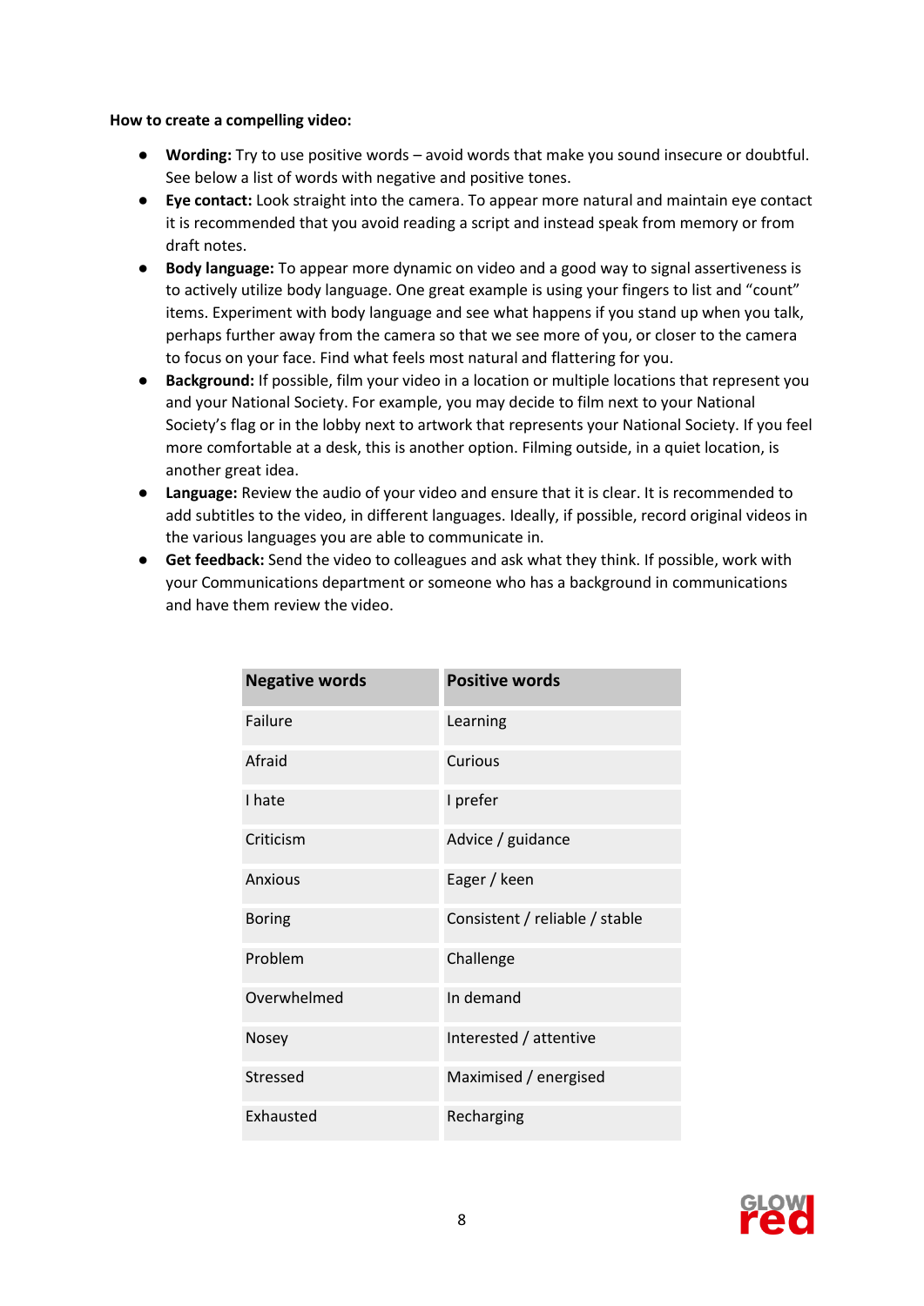**How to create a compelling video:**

- **Wording:** Try to use positive words – avoid words that make you sound insecure or doubtful. See below a list of words with negative and positive tones.
- **Eye contact:** Look straight into the camera. To appear more natural and maintain eye contact it is recommended that you avoid reading a script and instead speak from memory or from draft notes.
- **Body language:** To appear more dynamic on video and a good way to signal assertiveness is to actively utilize body language. One great example is using your fingers to list and "count" items. Experiment with body language and see what happens if you stand up when you talk, perhaps further away from the camera so that we see more of you, or closer to the camera to focus on your face. Find what feels most natural and flattering for you.
- **Background:** If possible, film your video in a location or multiple locations that represent you and your National Society. For example, you may decide to film next to your National Society's flag or in the lobby next to artwork that represents your National Society. If you feel more comfortable at a desk, this is another option. Filming outside, in a quiet location, is another great idea.
- **Language:** Review the audio of your video and ensure that it is clear. It is recommended to add subtitles to the video, in different languages. Ideally, if possible, record original videos in the various languages you are able to communicate in.
- **Get feedback:** Send the video to colleagues and ask what they think. If possible, work with your Communications department or someone who has a background in communications and have them review the video.

| Negative words | Positive words |
|---|---|
| Failure | Learning |
| Afraid | Curious |
| I hate | I prefer |
| Criticism | Advice / guidance |
| Anxious | Eager / keen |
| Boring | Consistent / reliable / stable |
| Problem | Challenge |
| Overwhelmed | In demand |
| Nosey | Interested / attentive |
| Stressed | Maximised / energised |
| Exhausted | Recharging |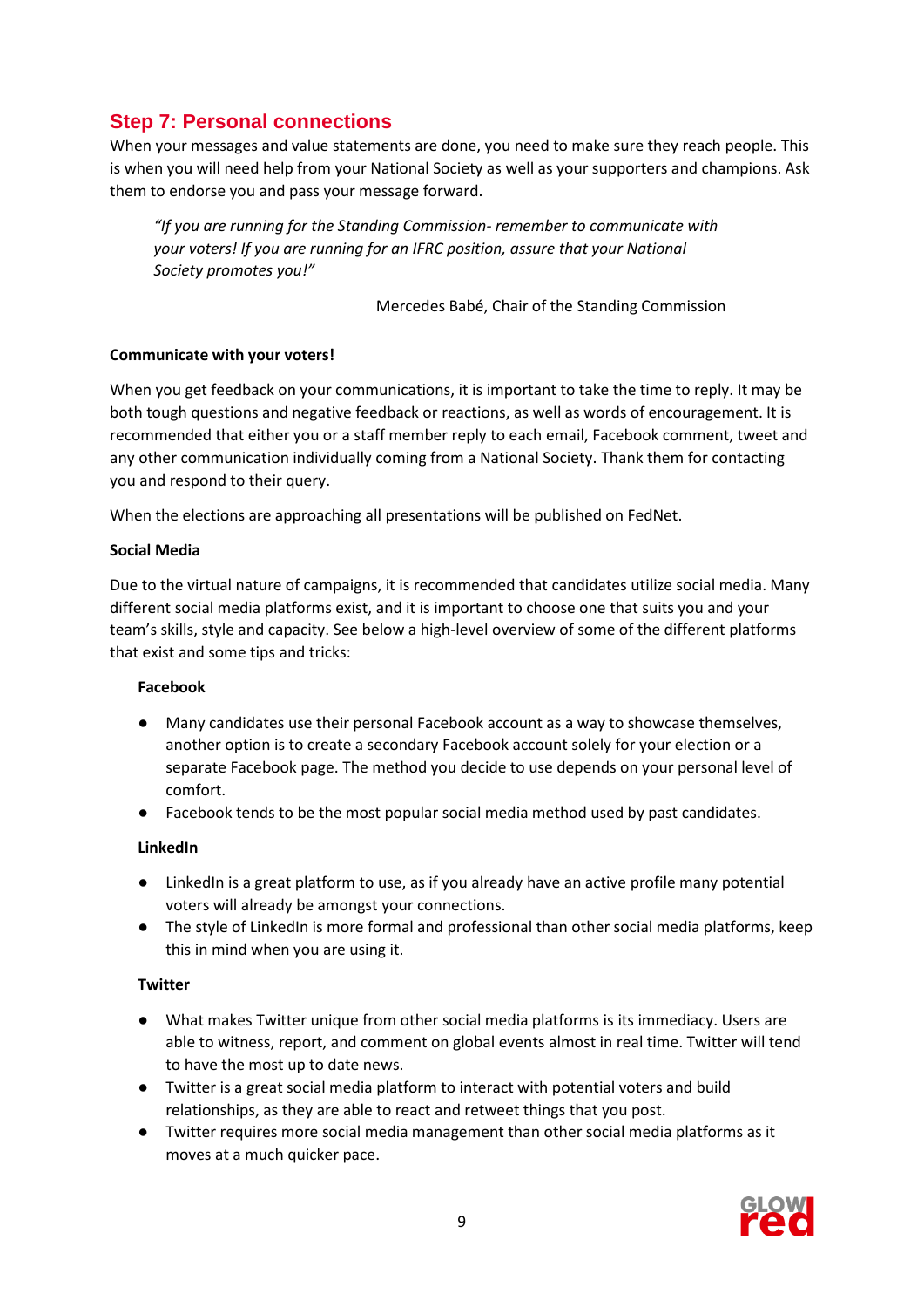## Step 7: Personal connections

When your messages and value statements are done, you need to make sure they reach people. This is when you will need help from your National Society as well as your supporters and champions. Ask them to endorse you and pass your message forward.

> *"If you are running for the Standing Commission- remember to communicate with your voters! If you are running for an IFRC position, assure that your National Society promotes you!"*
>
> Mercedes Babé, Chair of the Standing Commission

**Communicate with your voters!**

When you get feedback on your communications, it is important to take the time to reply. It may be both tough questions and negative feedback or reactions, as well as words of encouragement. It is recommended that either you or a staff member reply to each email, Facebook comment, tweet and any other communication individually coming from a National Society. Thank them for contacting you and respond to their query.

When the elections are approaching all presentations will be published on FedNet.

**Social Media**

Due to the virtual nature of campaigns, it is recommended that candidates utilize social media. Many different social media platforms exist, and it is important to choose one that suits you and your team's skills, style and capacity. See below a high-level overview of some of the different platforms that exist and some tips and tricks:

**Facebook**

- Many candidates use their personal Facebook account as a way to showcase themselves, another option is to create a secondary Facebook account solely for your election or a separate Facebook page. The method you decide to use depends on your personal level of comfort.
- Facebook tends to be the most popular social media method used by past candidates.

**LinkedIn**

- LinkedIn is a great platform to use, as if you already have an active profile many potential voters will already be amongst your connections.
- The style of LinkedIn is more formal and professional than other social media platforms, keep this in mind when you are using it.

**Twitter**

- What makes Twitter unique from other social media platforms is its immediacy. Users are able to witness, report, and comment on global events almost in real time. Twitter will tend to have the most up to date news.
- Twitter is a great social media platform to interact with potential voters and build relationships, as they are able to react and retweet things that you post.
- Twitter requires more social media management than other social media platforms as it moves at a much quicker pace.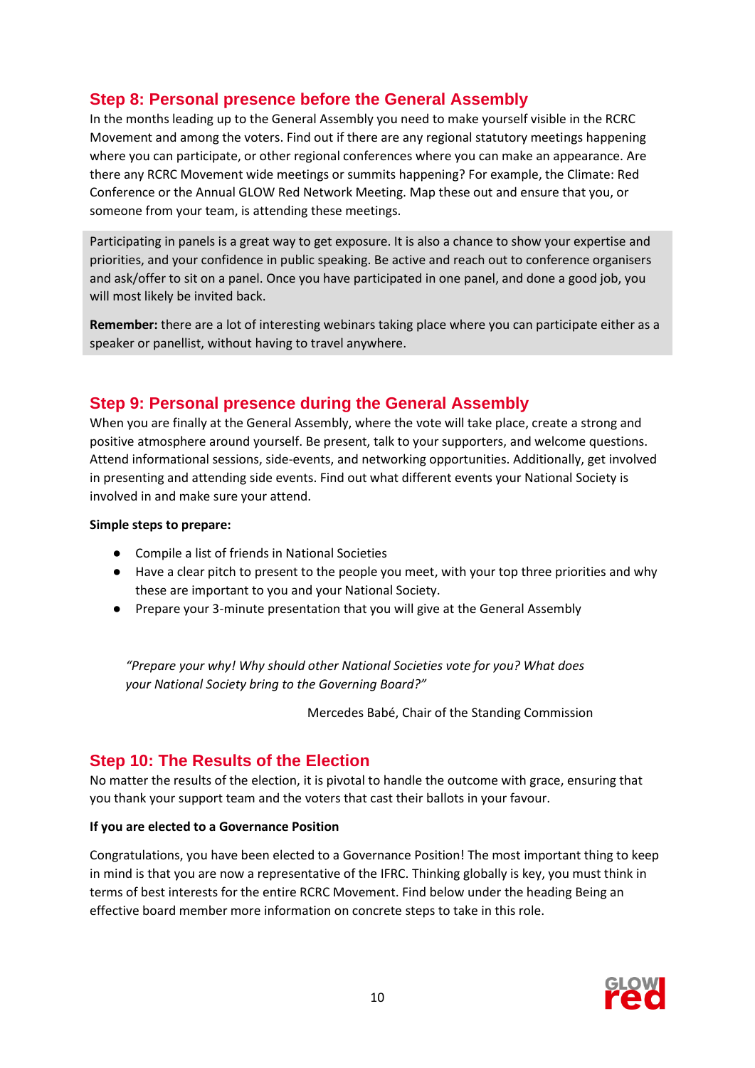## Step 8: Personal presence before the General Assembly

In the months leading up to the General Assembly you need to make yourself visible in the RCRC Movement and among the voters. Find out if there are any regional statutory meetings happening where you can participate, or other regional conferences where you can make an appearance. Are there any RCRC Movement wide meetings or summits happening? For example, the Climate: Red Conference or the Annual GLOW Red Network Meeting. Map these out and ensure that you, or someone from your team, is attending these meetings.

Participating in panels is a great way to get exposure. It is also a chance to show your expertise and priorities, and your confidence in public speaking. Be active and reach out to conference organisers and ask/offer to sit on a panel. Once you have participated in one panel, and done a good job, you will most likely be invited back.

**Remember:** there are a lot of interesting webinars taking place where you can participate either as a speaker or panellist, without having to travel anywhere.

## Step 9: Personal presence during the General Assembly

When you are finally at the General Assembly, where the vote will take place, create a strong and positive atmosphere around yourself. Be present, talk to your supporters, and welcome questions. Attend informational sessions, side-events, and networking opportunities. Additionally, get involved in presenting and attending side events. Find out what different events your National Society is involved in and make sure your attend.

**Simple steps to prepare:**

- Compile a list of friends in National Societies
- Have a clear pitch to present to the people you meet, with your top three priorities and why these are important to you and your National Society.
- Prepare your 3-minute presentation that you will give at the General Assembly

> *"Prepare your why! Why should other National Societies vote for you? What does your National Society bring to the Governing Board?"*
>
> Mercedes Babé, Chair of the Standing Commission

## Step 10: The Results of the Election

No matter the results of the election, it is pivotal to handle the outcome with grace, ensuring that you thank your support team and the voters that cast their ballots in your favour.

**If you are elected to a Governance Position**

Congratulations, you have been elected to a Governance Position! The most important thing to keep in mind is that you are now a representative of the IFRC. Thinking globally is key, you must think in terms of best interests for the entire RCRC Movement. Find below under the heading Being an effective board member more information on concrete steps to take in this role.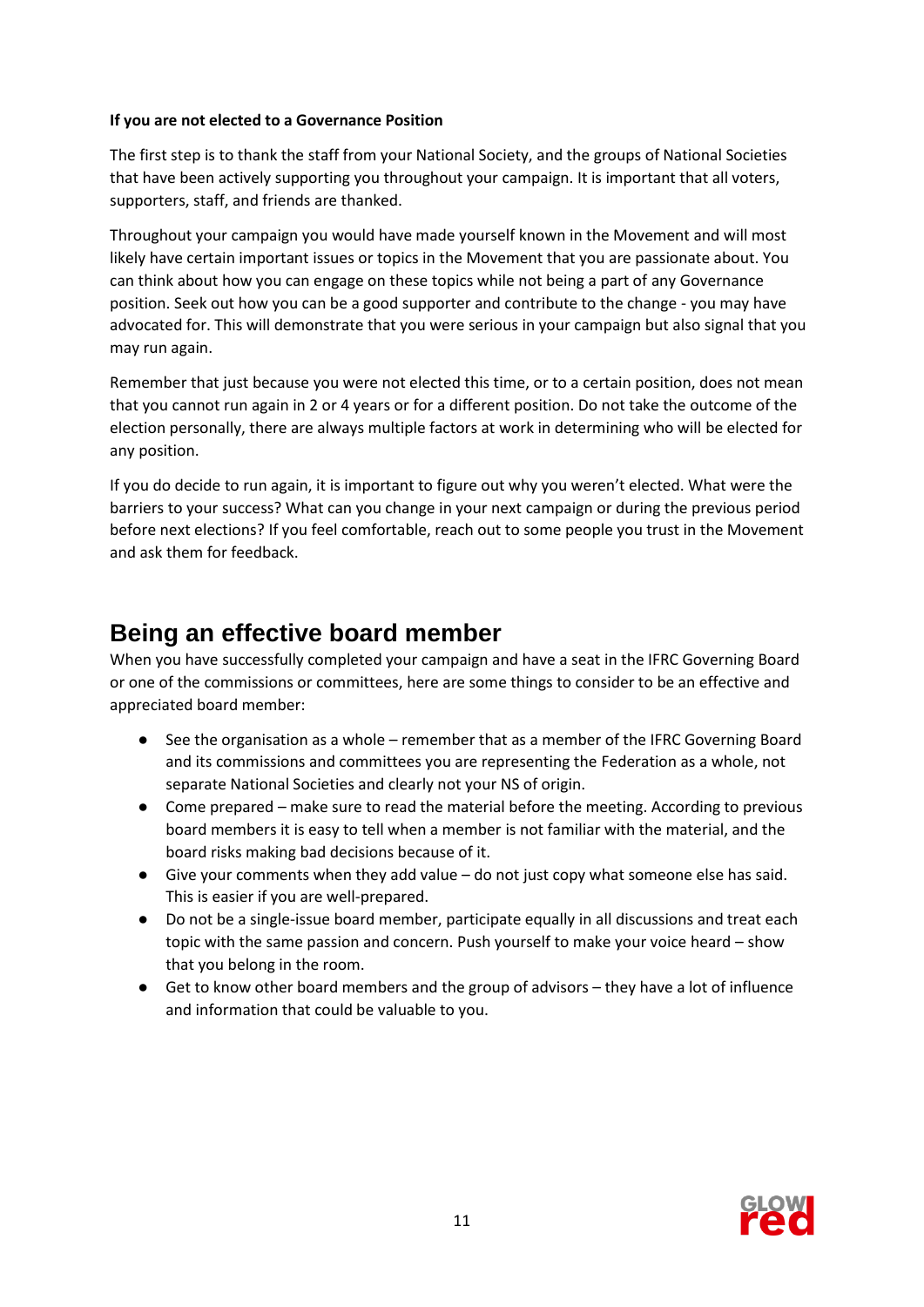**If you are not elected to a Governance Position**

The first step is to thank the staff from your National Society, and the groups of National Societies that have been actively supporting you throughout your campaign. It is important that all voters, supporters, staff, and friends are thanked.

Throughout your campaign you would have made yourself known in the Movement and will most likely have certain important issues or topics in the Movement that you are passionate about. You can think about how you can engage on these topics while not being a part of any Governance position. Seek out how you can be a good supporter and contribute to the change - you may have advocated for. This will demonstrate that you were serious in your campaign but also signal that you may run again.

Remember that just because you were not elected this time, or to a certain position, does not mean that you cannot run again in 2 or 4 years or for a different position. Do not take the outcome of the election personally, there are always multiple factors at work in determining who will be elected for any position.

If you do decide to run again, it is important to figure out why you weren't elected. What were the barriers to your success? What can you change in your next campaign or during the previous period before next elections? If you feel comfortable, reach out to some people you trust in the Movement and ask them for feedback.

## Being an effective board member

When you have successfully completed your campaign and have a seat in the IFRC Governing Board or one of the commissions or committees, here are some things to consider to be an effective and appreciated board member:

- See the organisation as a whole – remember that as a member of the IFRC Governing Board and its commissions and committees you are representing the Federation as a whole, not separate National Societies and clearly not your NS of origin.
- Come prepared – make sure to read the material before the meeting. According to previous board members it is easy to tell when a member is not familiar with the material, and the board risks making bad decisions because of it.
- Give your comments when they add value – do not just copy what someone else has said. This is easier if you are well-prepared.
- Do not be a single-issue board member, participate equally in all discussions and treat each topic with the same passion and concern. Push yourself to make your voice heard – show that you belong in the room.
- Get to know other board members and the group of advisors – they have a lot of influence and information that could be valuable to you.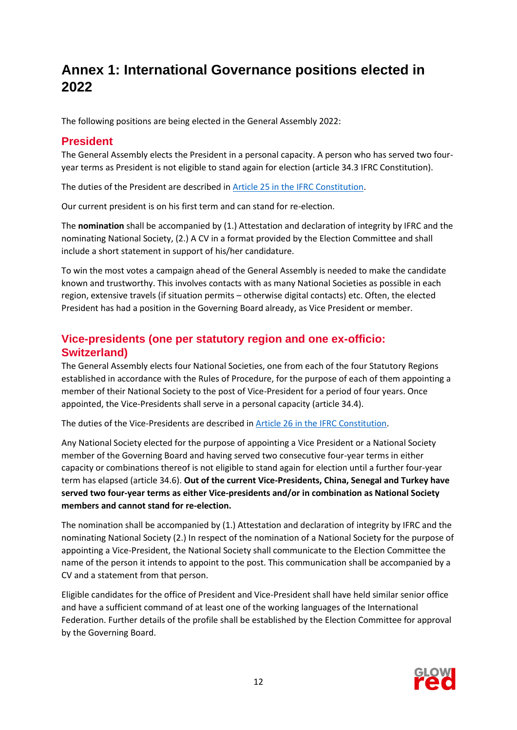# Annex 1: International Governance positions elected in 2022

The following positions are being elected in the General Assembly 2022:

## President

The General Assembly elects the President in a personal capacity. A person who has served two four-year terms as President is not eligible to stand again for election (article 34.3 IFRC Constitution).

The duties of the President are described in [Article 25 in the IFRC Constitution](#).

Our current president is on his first term and can stand for re-election.

The **nomination** shall be accompanied by (1.) Attestation and declaration of integrity by IFRC and the nominating National Society, (2.) A CV in a format provided by the Election Committee and shall include a short statement in support of his/her candidature.

To win the most votes a campaign ahead of the General Assembly is needed to make the candidate known and trustworthy. This involves contacts with as many National Societies as possible in each region, extensive travels (if situation permits – otherwise digital contacts) etc. Often, the elected President has had a position in the Governing Board already, as Vice President or member.

## Vice-presidents (one per statutory region and one ex-officio: Switzerland)

The General Assembly elects four National Societies, one from each of the four Statutory Regions established in accordance with the Rules of Procedure, for the purpose of each of them appointing a member of their National Society to the post of Vice-President for a period of four years. Once appointed, the Vice-Presidents shall serve in a personal capacity (article 34.4).

The duties of the Vice-Presidents are described in [Article 26 in the IFRC Constitution](#).

Any National Society elected for the purpose of appointing a Vice President or a National Society member of the Governing Board and having served two consecutive four-year terms in either capacity or combinations thereof is not eligible to stand again for election until a further four-year term has elapsed (article 34.6). **Out of the current Vice-Presidents, China, Senegal and Turkey have served two four-year terms as either Vice-presidents and/or in combination as National Society members and cannot stand for re-election.**

The nomination shall be accompanied by (1.) Attestation and declaration of integrity by IFRC and the nominating National Society (2.) In respect of the nomination of a National Society for the purpose of appointing a Vice-President, the National Society shall communicate to the Election Committee the name of the person it intends to appoint to the post. This communication shall be accompanied by a CV and a statement from that person.

Eligible candidates for the office of President and Vice-President shall have held similar senior office and have a sufficient command of at least one of the working languages of the International Federation. Further details of the profile shall be established by the Election Committee for approval by the Governing Board.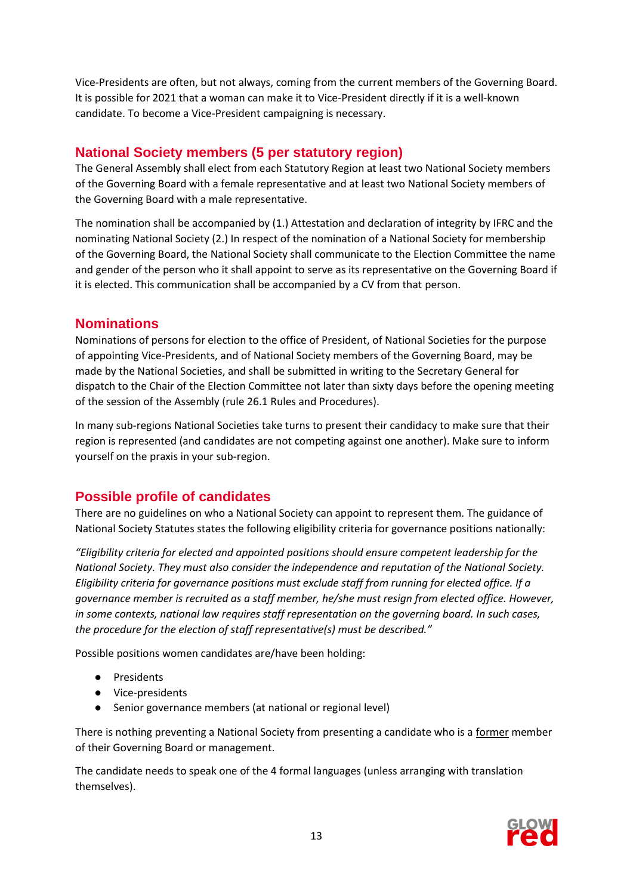Vice-Presidents are often, but not always, coming from the current members of the Governing Board. It is possible for 2021 that a woman can make it to Vice-President directly if it is a well-known candidate. To become a Vice-President campaigning is necessary.

## National Society members (5 per statutory region)

The General Assembly shall elect from each Statutory Region at least two National Society members of the Governing Board with a female representative and at least two National Society members of the Governing Board with a male representative.

The nomination shall be accompanied by (1.) Attestation and declaration of integrity by IFRC and the nominating National Society (2.) In respect of the nomination of a National Society for membership of the Governing Board, the National Society shall communicate to the Election Committee the name and gender of the person who it shall appoint to serve as its representative on the Governing Board if it is elected. This communication shall be accompanied by a CV from that person.

## Nominations

Nominations of persons for election to the office of President, of National Societies for the purpose of appointing Vice-Presidents, and of National Society members of the Governing Board, may be made by the National Societies, and shall be submitted in writing to the Secretary General for dispatch to the Chair of the Election Committee not later than sixty days before the opening meeting of the session of the Assembly (rule 26.1 Rules and Procedures).

In many sub-regions National Societies take turns to present their candidacy to make sure that their region is represented (and candidates are not competing against one another). Make sure to inform yourself on the praxis in your sub-region.

## Possible profile of candidates

There are no guidelines on who a National Society can appoint to represent them. The guidance of National Society Statutes states the following eligibility criteria for governance positions nationally:

*"Eligibility criteria for elected and appointed positions should ensure competent leadership for the National Society. They must also consider the independence and reputation of the National Society. Eligibility criteria for governance positions must exclude staff from running for elected office. If a governance member is recruited as a staff member, he/she must resign from elected office. However, in some contexts, national law requires staff representation on the governing board. In such cases, the procedure for the election of staff representative(s) must be described."*

Possible positions women candidates are/have been holding:

- Presidents
- Vice-presidents
- Senior governance members (at national or regional level)

There is nothing preventing a National Society from presenting a candidate who is a <u>former</u> member of their Governing Board or management.

The candidate needs to speak one of the 4 formal languages (unless arranging with translation themselves).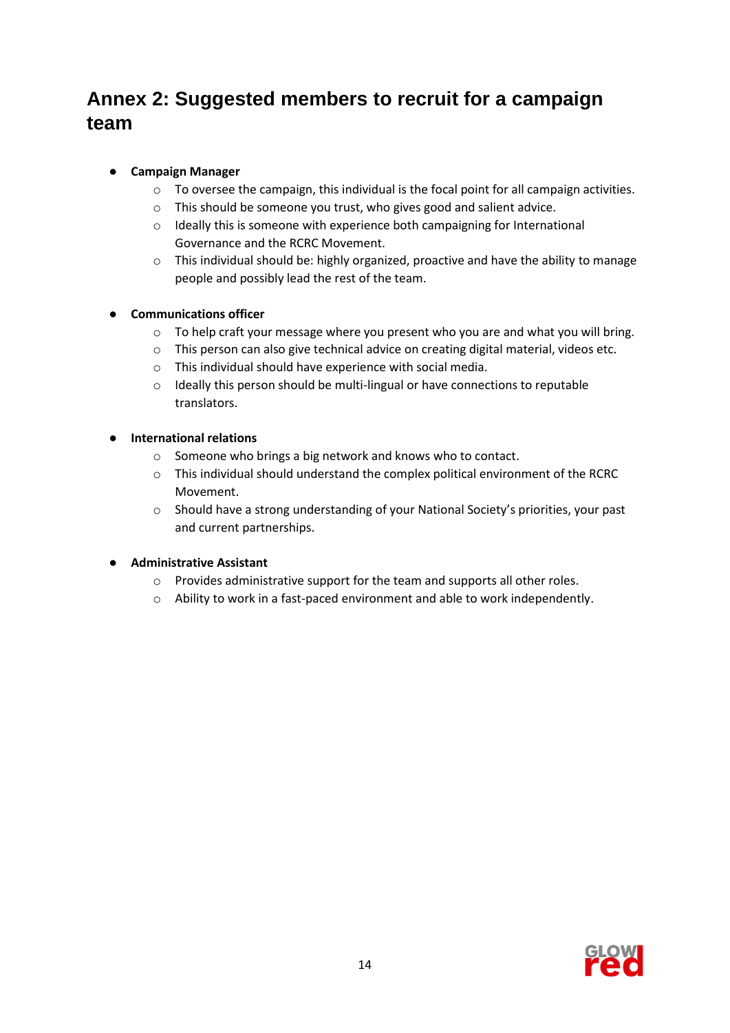# Annex 2: Suggested members to recruit for a campaign team

- **Campaign Manager**
  - To oversee the campaign, this individual is the focal point for all campaign activities.
  - This should be someone you trust, who gives good and salient advice.
  - Ideally this is someone with experience both campaigning for International Governance and the RCRC Movement.
  - This individual should be: highly organized, proactive and have the ability to manage people and possibly lead the rest of the team.

- **Communications officer**
  - To help craft your message where you present who you are and what you will bring.
  - This person can also give technical advice on creating digital material, videos etc.
  - This individual should have experience with social media.
  - Ideally this person should be multi-lingual or have connections to reputable translators.

- **International relations**
  - Someone who brings a big network and knows who to contact.
  - This individual should understand the complex political environment of the RCRC Movement.
  - Should have a strong understanding of your National Society's priorities, your past and current partnerships.

- **Administrative Assistant**
  - Provides administrative support for the team and supports all other roles.
  - Ability to work in a fast-paced environment and able to work independently.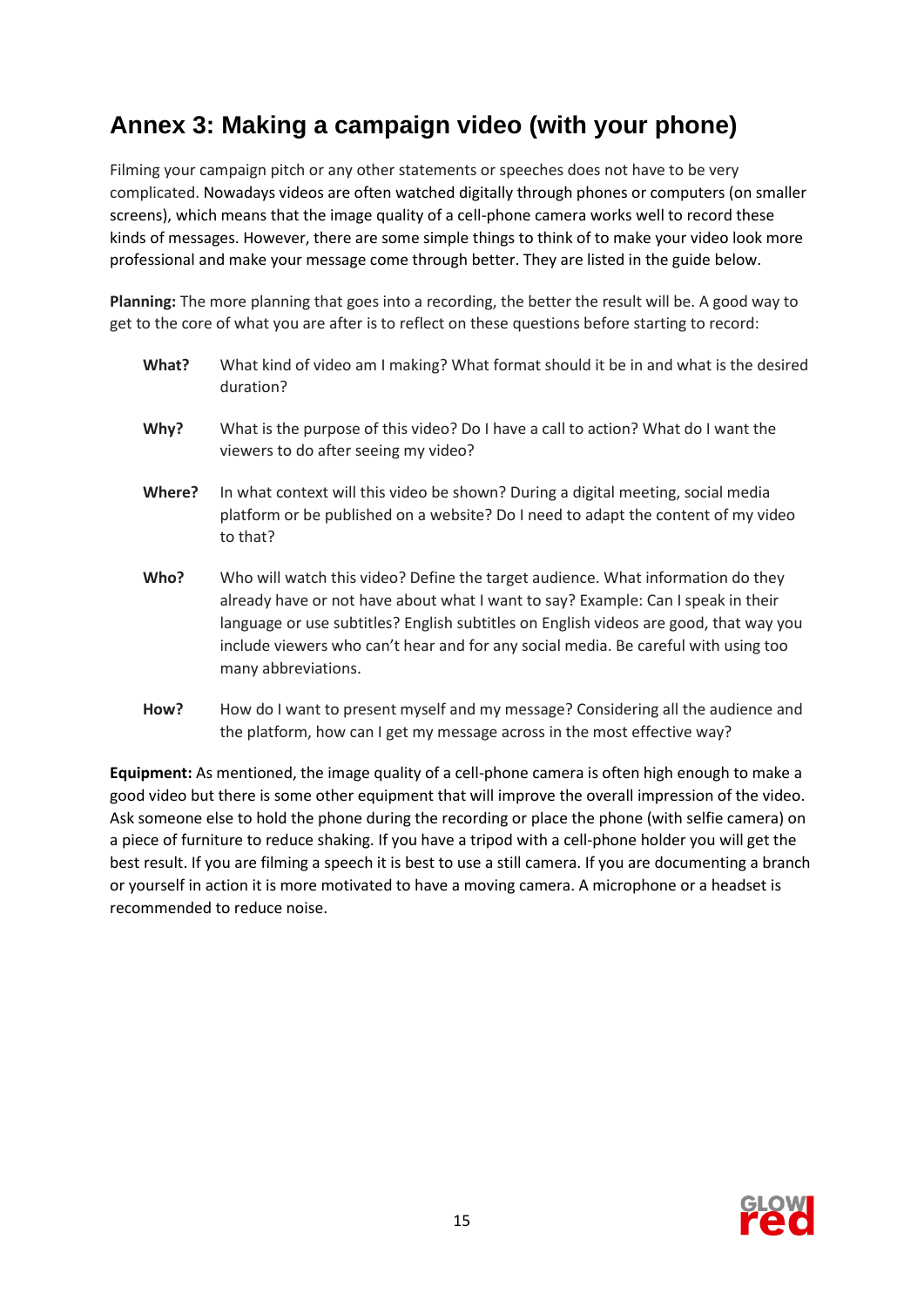# Annex 3: Making a campaign video (with your phone)

Filming your campaign pitch or any other statements or speeches does not have to be very complicated. Nowadays videos are often watched digitally through phones or computers (on smaller screens), which means that the image quality of a cell-phone camera works well to record these kinds of messages. However, there are some simple things to think of to make your video look more professional and make your message come through better. They are listed in the guide below.

**Planning:** The more planning that goes into a recording, the better the result will be. A good way to get to the core of what you are after is to reflect on these questions before starting to record:

**What?** What kind of video am I making? What format should it be in and what is the desired duration?

**Why?** What is the purpose of this video? Do I have a call to action? What do I want the viewers to do after seeing my video?

**Where?** In what context will this video be shown? During a digital meeting, social media platform or be published on a website? Do I need to adapt the content of my video to that?

**Who?** Who will watch this video? Define the target audience. What information do they already have or not have about what I want to say? Example: Can I speak in their language or use subtitles? English subtitles on English videos are good, that way you include viewers who can't hear and for any social media. Be careful with using too many abbreviations.

**How?** How do I want to present myself and my message? Considering all the audience and the platform, how can I get my message across in the most effective way?

**Equipment:** As mentioned, the image quality of a cell-phone camera is often high enough to make a good video but there is some other equipment that will improve the overall impression of the video. Ask someone else to hold the phone during the recording or place the phone (with selfie camera) on a piece of furniture to reduce shaking. If you have a tripod with a cell-phone holder you will get the best result. If you are filming a speech it is best to use a still camera. If you are documenting a branch or yourself in action it is more motivated to have a moving camera. A microphone or a headset is recommended to reduce noise.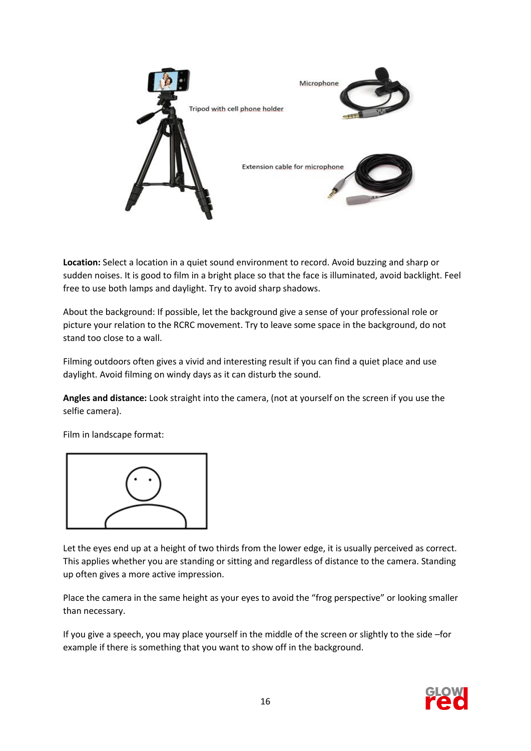Tripod with cell phone holder

Microphone

Extension cable for microphone

**Location:** Select a location in a quiet sound environment to record. Avoid buzzing and sharp or sudden noises. It is good to film in a bright place so that the face is illuminated, avoid backlight. Feel free to use both lamps and daylight. Try to avoid sharp shadows.

About the background: If possible, let the background give a sense of your professional role or picture your relation to the RCRC movement. Try to leave some space in the background, do not stand too close to a wall.

Filming outdoors often gives a vivid and interesting result if you can find a quiet place and use daylight. Avoid filming on windy days as it can disturb the sound.

**Angles and distance:** Look straight into the camera, (not at yourself on the screen if you use the selfie camera).

Film in landscape format:

Let the eyes end up at a height of two thirds from the lower edge, it is usually perceived as correct. This applies whether you are standing or sitting and regardless of distance to the camera. Standing up often gives a more active impression.

Place the camera in the same height as your eyes to avoid the "frog perspective" or looking smaller than necessary.

If you give a speech, you may place yourself in the middle of the screen or slightly to the side –for example if there is something that you want to show off in the background.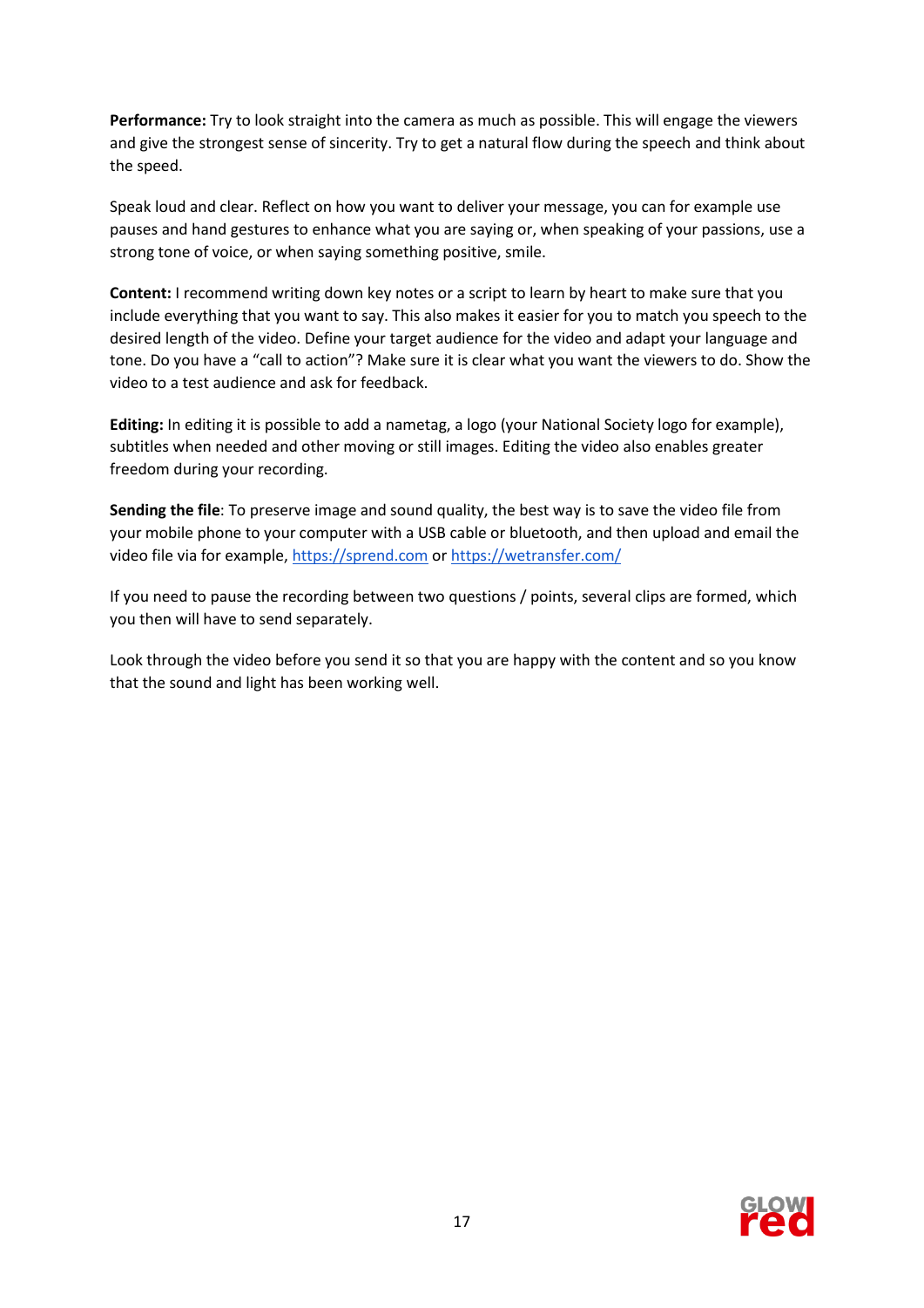**Performance:** Try to look straight into the camera as much as possible. This will engage the viewers and give the strongest sense of sincerity. Try to get a natural flow during the speech and think about the speed.

Speak loud and clear. Reflect on how you want to deliver your message, you can for example use pauses and hand gestures to enhance what you are saying or, when speaking of your passions, use a strong tone of voice, or when saying something positive, smile.

**Content:** I recommend writing down key notes or a script to learn by heart to make sure that you include everything that you want to say. This also makes it easier for you to match you speech to the desired length of the video. Define your target audience for the video and adapt your language and tone. Do you have a "call to action"? Make sure it is clear what you want the viewers to do. Show the video to a test audience and ask for feedback.

**Editing:** In editing it is possible to add a nametag, a logo (your National Society logo for example), subtitles when needed and other moving or still images. Editing the video also enables greater freedom during your recording.

**Sending the file**: To preserve image and sound quality, the best way is to save the video file from your mobile phone to your computer with a USB cable or bluetooth, and then upload and email the video file via for example, [https://sprend.com](https://sprend.com) or [https://wetransfer.com/](https://wetransfer.com/)

If you need to pause the recording between two questions / points, several clips are formed, which you then will have to send separately.

Look through the video before you send it so that you are happy with the content and so you know that the sound and light has been working well.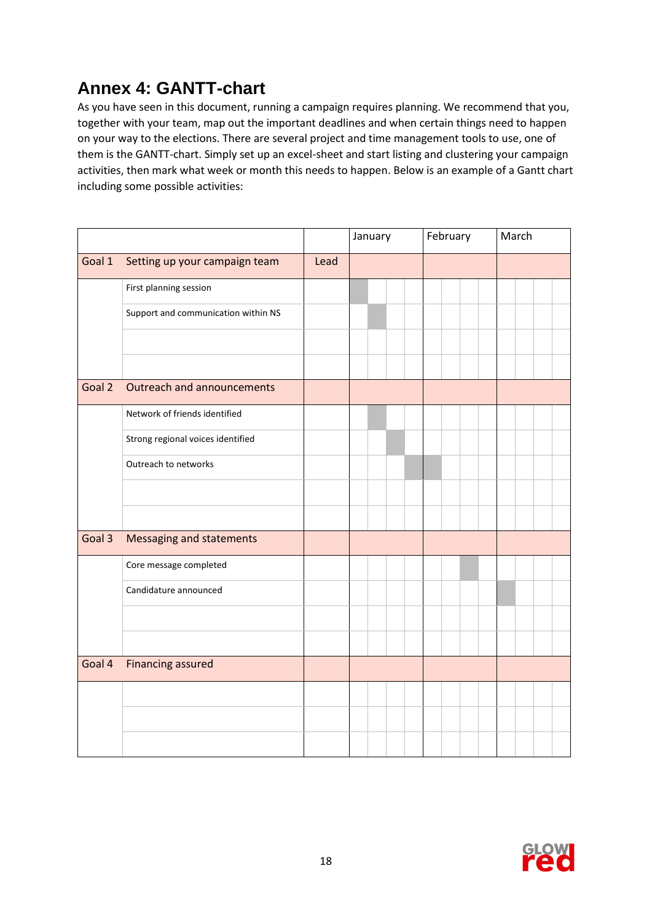## Annex 4: GANTT-chart

As you have seen in this document, running a campaign requires planning. We recommend that you, together with your team, map out the important deadlines and when certain things need to happen on your way to the elections. There are several project and time management tools to use, one of them is the GANTT-chart. Simply set up an excel-sheet and start listing and clustering your campaign activities, then mark what week or month this needs to happen. Below is an example of a Gantt chart including some possible activities:

| | | | January | | | | February | | | | March | | | |
|---|---|---|---|---|---|---|---|---|---|---|---|---|---|---|
| Goal 1 | Setting up your campaign team | Lead | | | | | | | | | | | | |
| | First planning session | | | | | | | | | | | | | |
| | Support and communication within NS | | | | | | | | | | | | | |
| | | | | | | | | | | | | | | |
| | | | | | | | | | | | | | | |
| Goal 2 | Outreach and announcements | | | | | | | | | | | | | |
| | Network of friends identified | | | | | | | | | | | | | |
| | Strong regional voices identified | | | | | | | | | | | | | |
| | Outreach to networks | | | | | | | | | | | | | |
| | | | | | | | | | | | | | | |
| | | | | | | | | | | | | | | |
| Goal 3 | Messaging and statements | | | | | | | | | | | | | |
| | Core message completed | | | | | | | | | | | | | |
| | Candidature announced | | | | | | | | | | | | | |
| | | | | | | | | | | | | | | |
| | | | | | | | | | | | | | | |
| Goal 4 | Financing assured | | | | | | | | | | | | | |
| | | | | | | | | | | | | | | |
| | | | | | | | | | | | | | | |
| | | | | | | | | | | | | | | |